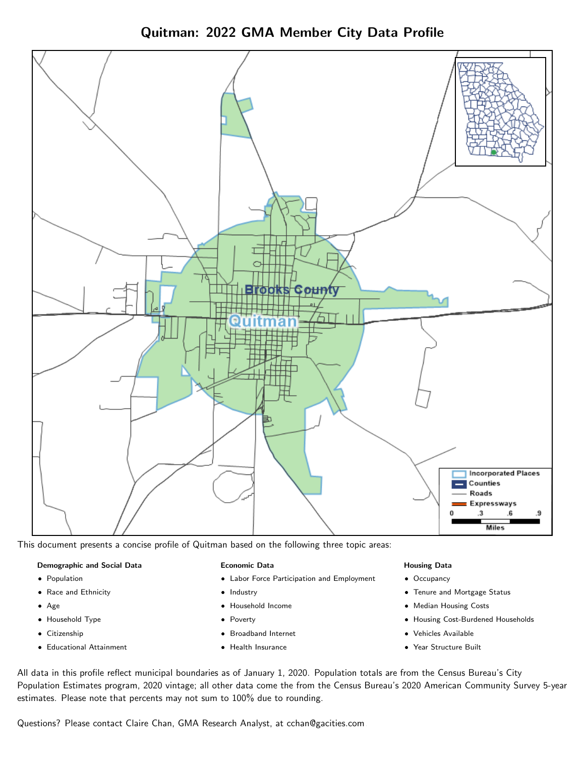# Quitman: 2022 GMA Member City Data Profile

This document presents a concise profile of Quitman based on the following three topic areas:

**Demographic and Social Data**

- Population
- Race and Ethnicity
- Age
- Household Type
- Citizenship
- Educational Attainment

**Economic Data**

- Labor Force Participation and Employment
- Industry
- Household Income
- Poverty
- Broadband Internet
- Health Insurance

**Housing Data**

- Occupancy
- Tenure and Mortgage Status
- Median Housing Costs
- Housing Cost-Burdened Households
- Vehicles Available
- Year Structure Built

All data in this profile reflect municipal boundaries as of January 1, 2020. Population totals are from the Census Bureau's City Population Estimates program, 2020 vintage; all other data come the from the Census Bureau's 2020 American Community Survey 5-year estimates. Please note that percents may not sum to 100% due to rounding.

Questions? Please contact Claire Chan, GMA Research Analyst, at cchan@gacities.com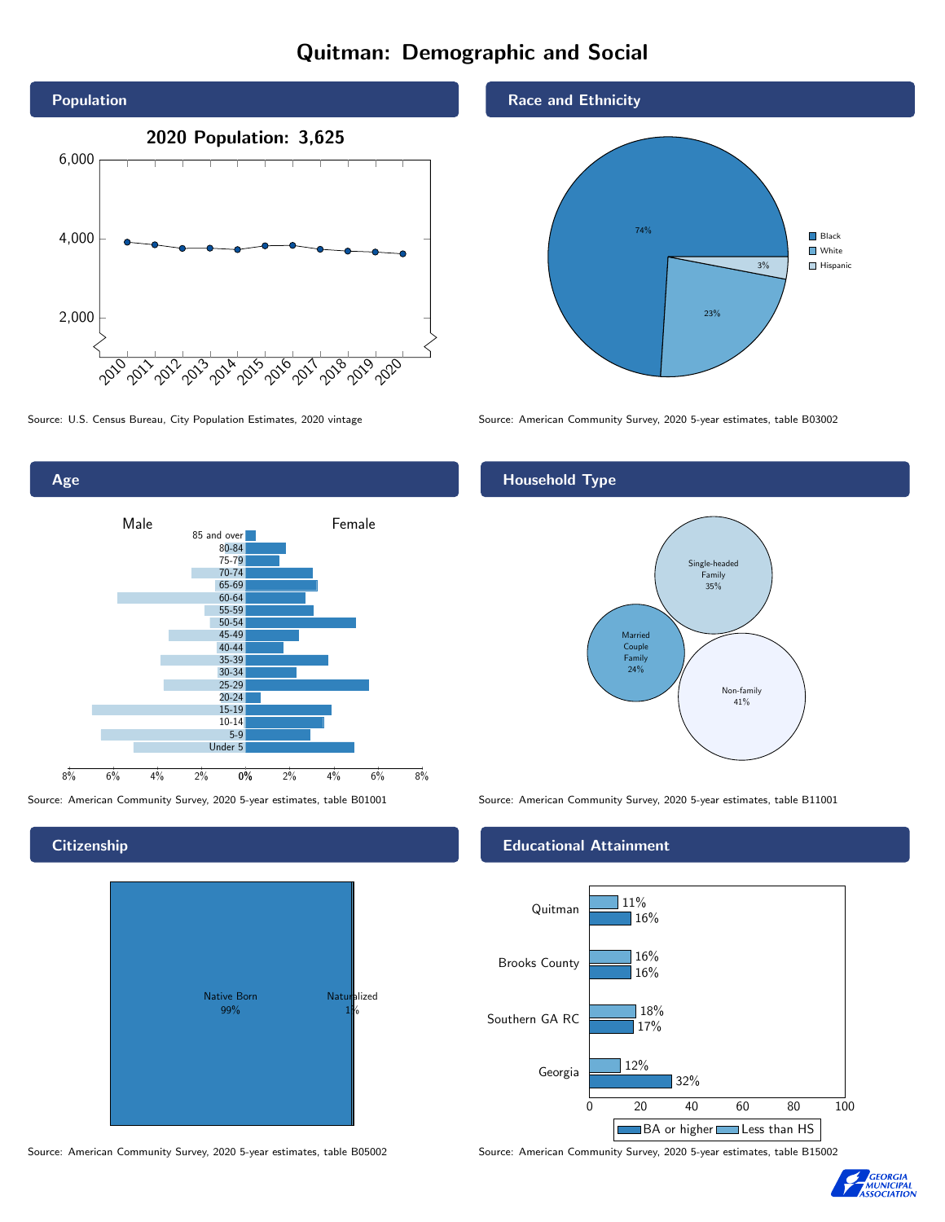# Quitman: Demographic and Social

## Population

**2020 Population: 3,625**

Source: U.S. Census Bureau, City Population Estimates, 2020 vintage

## Race and Ethnicity

| Race/Ethnicity | Percent |
|---|---|
| Black | 74% |
| White | 23% |
| Hispanic | 3% |

Source: American Community Survey, 2020 5-year estimates, table B03002

## Age

Source: American Community Survey, 2020 5-year estimates, table B01001

## Household Type

| Household Type | Percent |
|---|---|
| Single-headed Family | 35% |
| Married Couple Family | 24% |
| Non-family | 41% |

Source: American Community Survey, 2020 5-year estimates, table B11001

## Citizenship

| Citizenship | Percent |
|---|---|
| Native Born | 99% |
| Naturalized | 1% |

Source: American Community Survey, 2020 5-year estimates, table B05002

## Educational Attainment

| Area | Less than HS | BA or higher |
|---|---|---|
| Quitman | 11% | 16% |
| Brooks County | 16% | 16% |
| Southern GA RC | 18% | 17% |
| Georgia | 12% | 32% |

Source: American Community Survey, 2020 5-year estimates, table B15002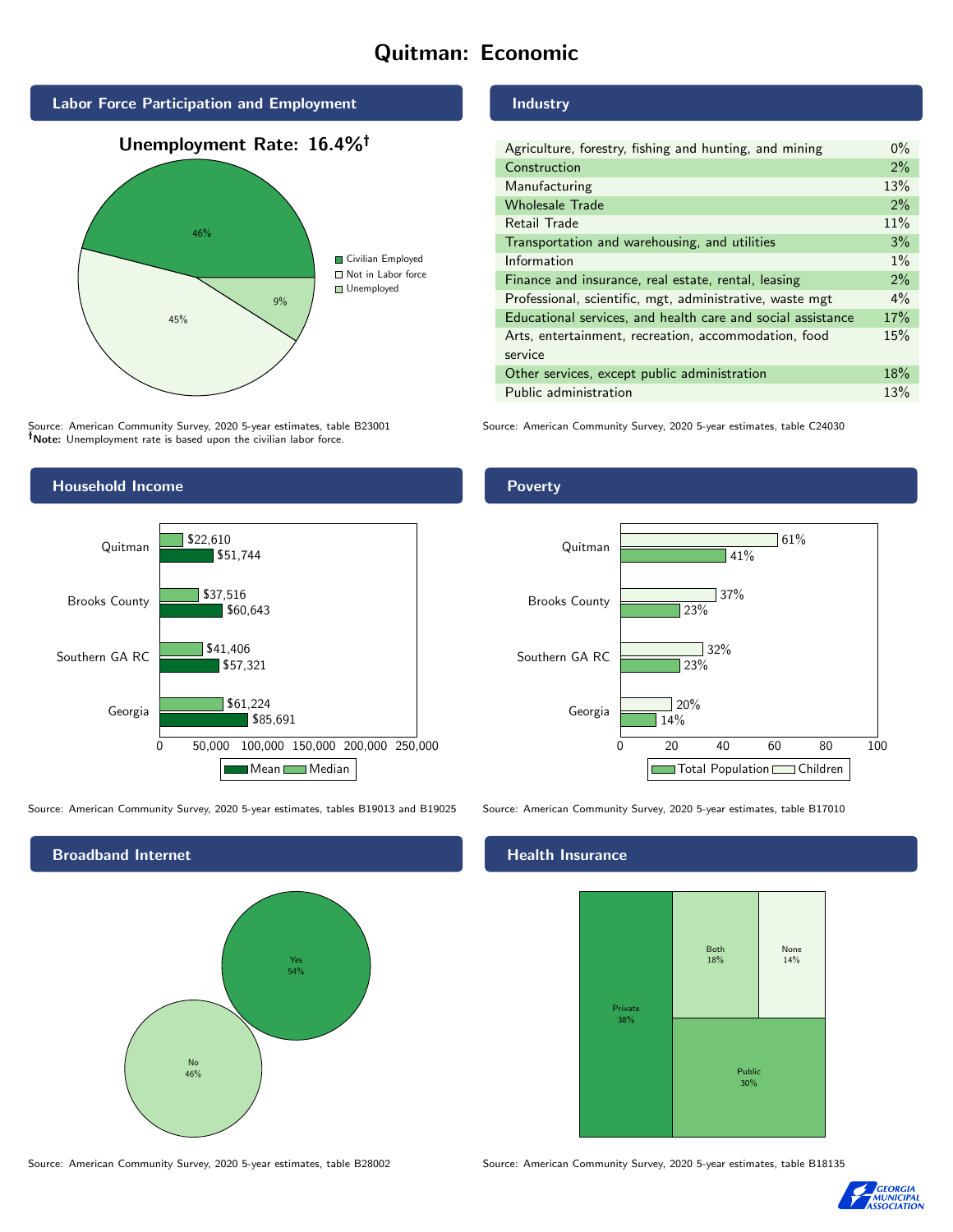# Quitman: Economic

## Labor Force Participation and Employment

**Unemployment Rate: 16.4%†**

| Category | Percent |
|---|---|
| Civilian Employed | 46% |
| Not in Labor force | 45% |
| Unemployed | 9% |

Source: American Community Survey, 2020 5-year estimates, table B23001
**†Note:** Unemployment rate is based upon the civilian labor force.

## Industry

| Industry | Percent |
|---|---|
| Agriculture, forestry, fishing and hunting, and mining | 0% |
| Construction | 2% |
| Manufacturing | 13% |
| Wholesale Trade | 2% |
| Retail Trade | 11% |
| Transportation and warehousing, and utilities | 3% |
| Information | 1% |
| Finance and insurance, real estate, rental, leasing | 2% |
| Professional, scientific, mgt, administrative, waste mgt | 4% |
| Educational services, and health care and social assistance | 17% |
| Arts, entertainment, recreation, accommodation, food service | 15% |
| Other services, except public administration | 18% |
| Public administration | 13% |

Source: American Community Survey, 2020 5-year estimates, table C24030

## Household Income

| | Median | Mean |
|---|---|---|
| Quitman | $22,610 | $51,744 |
| Brooks County | $37,516 | $60,643 |
| Southern GA RC | $41,406 | $57,321 |
| Georgia | $61,224 | $85,691 |

Source: American Community Survey, 2020 5-year estimates, tables B19013 and B19025

## Poverty

| | Children | Total Population |
|---|---|---|
| Quitman | 61% | 41% |
| Brooks County | 37% | 23% |
| Southern GA RC | 32% | 23% |
| Georgia | 20% | 14% |

Source: American Community Survey, 2020 5-year estimates, table B17010

## Broadband Internet

| | Percent |
|---|---|
| Yes | 54% |
| No | 46% |

Source: American Community Survey, 2020 5-year estimates, table B28002

## Health Insurance

| | Percent |
|---|---|
| Private | 38% |
| Public | 30% |
| Both | 18% |
| None | 14% |

Source: American Community Survey, 2020 5-year estimates, table B18135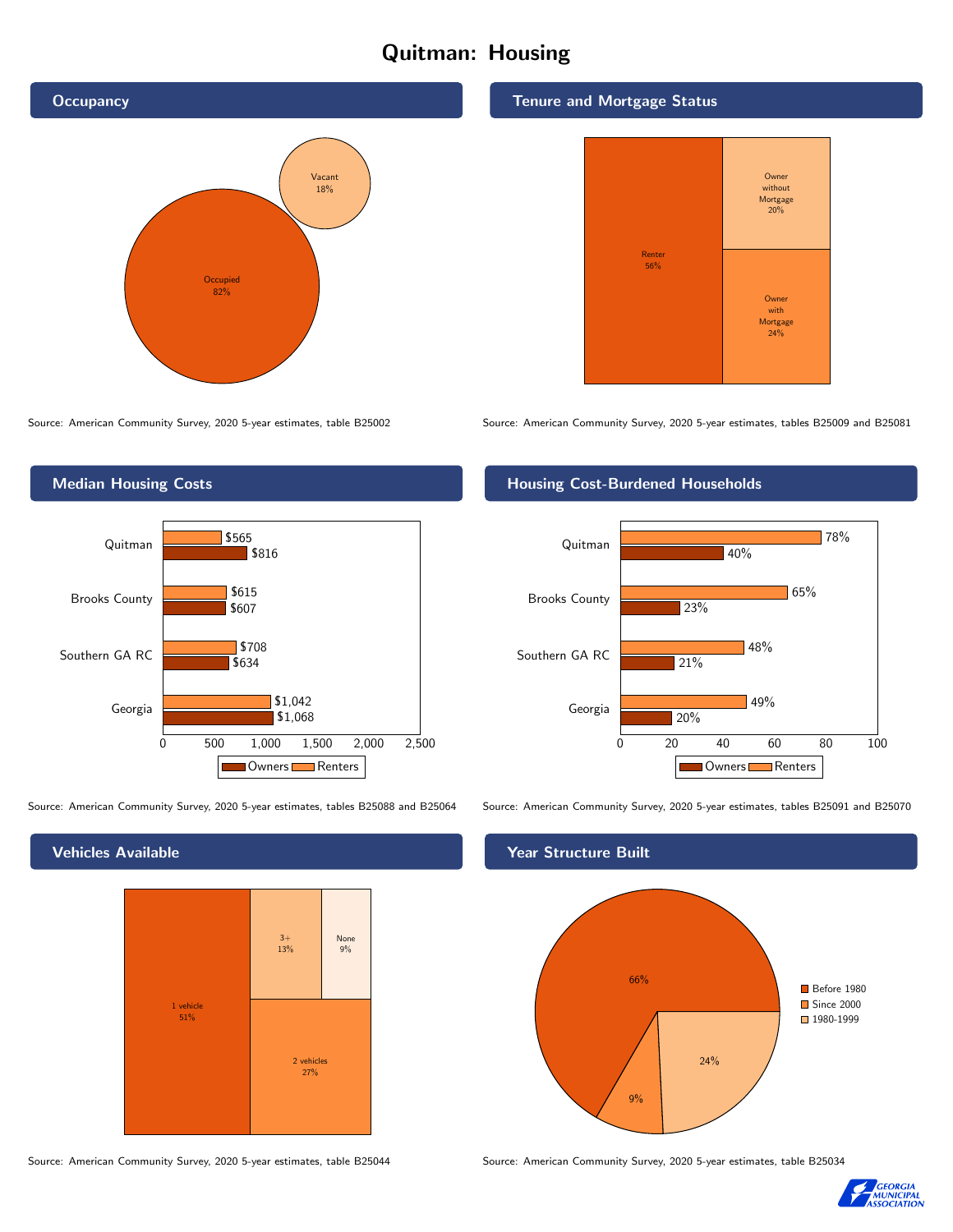# Quitman: Housing

## Occupancy

Vacant
18%

Occupied
82%

Source: American Community Survey, 2020 5-year estimates, table B25002

## Tenure and Mortgage Status

Renter
56%

Owner
without
Mortgage
20%

Owner
with
Mortgage
24%

Source: American Community Survey, 2020 5-year estimates, tables B25009 and B25081

## Median Housing Costs

Quitman
$565
$816

Brooks County
$615
$607

Southern GA RC
$708
$634

Georgia
$1,042
$1,068

0 500 1,000 1,500 2,000 2,500

Owners Renters

Source: American Community Survey, 2020 5-year estimates, tables B25088 and B25064

## Housing Cost-Burdened Households

Quitman
78%
40%

Brooks County
65%
23%

Southern GA RC
48%
21%

Georgia
49%
20%

0 20 40 60 80 100

Owners Renters

Source: American Community Survey, 2020 5-year estimates, tables B25091 and B25070

## Vehicles Available

1 vehicle
51%

3+
13%

None
9%

2 vehicles
27%

Source: American Community Survey, 2020 5-year estimates, table B25044

## Year Structure Built

66%

9%

24%

Before 1980
Since 2000
1980-1999

Source: American Community Survey, 2020 5-year estimates, table B25034